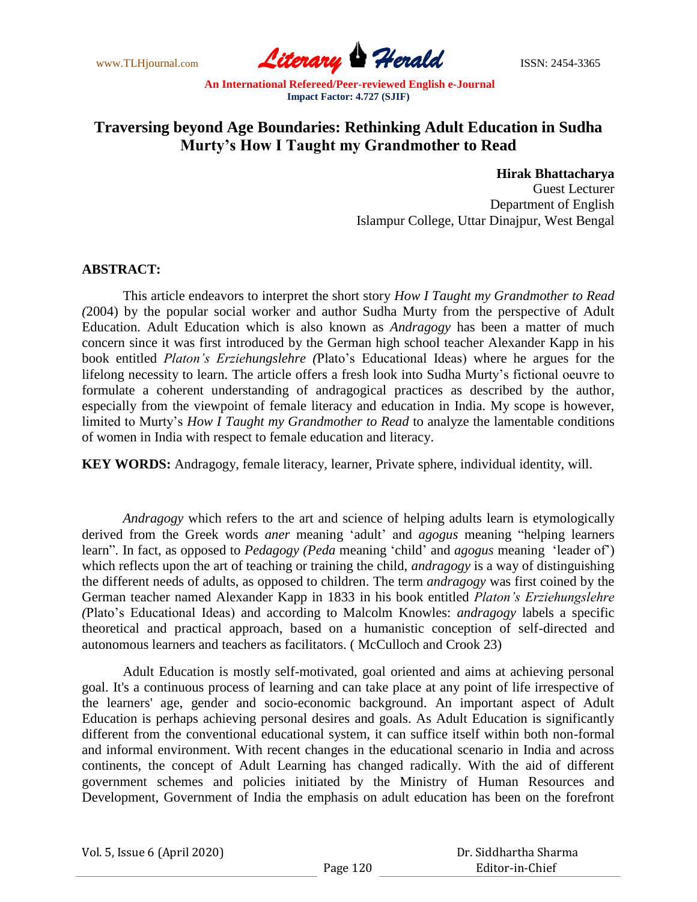# Traversing beyond Age Boundaries: Rethinking Adult Education in Sudha Murty's How I Taught my Grandmother to Read

**Hirak Bhattacharya**
Guest Lecturer
Department of English
Islampur College, Uttar Dinajpur, West Bengal

## ABSTRACT:

This article endeavors to interpret the short story *How I Taught my Grandmother to Read (*2004) by the popular social worker and author Sudha Murty from the perspective of Adult Education. Adult Education which is also known as *Andragogy* has been a matter of much concern since it was first introduced by the German high school teacher Alexander Kapp in his book entitled *Platon's Erziehungslehre (*Plato's Educational Ideas) where he argues for the lifelong necessity to learn. The article offers a fresh look into Sudha Murty's fictional oeuvre to formulate a coherent understanding of andragogical practices as described by the author, especially from the viewpoint of female literacy and education in India. My scope is however, limited to Murty's *How I Taught my Grandmother to Read* to analyze the lamentable conditions of women in India with respect to female education and literacy.

**KEY WORDS:** Andragogy, female literacy, learner, Private sphere, individual identity, will.

*Andragogy* which refers to the art and science of helping adults learn is etymologically derived from the Greek words *aner* meaning 'adult' and *agogus* meaning "helping learners learn". In fact, as opposed to *Pedagogy (Peda* meaning 'child' and *agogus* meaning 'leader of') which reflects upon the art of teaching or training the child, *andragogy* is a way of distinguishing the different needs of adults, as opposed to children. The term *andragogy* was first coined by the German teacher named Alexander Kapp in 1833 in his book entitled *Platon's Erziehungslehre (*Plato's Educational Ideas) and according to Malcolm Knowles: *andragogy* labels a specific theoretical and practical approach, based on a humanistic conception of self-directed and autonomous learners and teachers as facilitators. ( McCulloch and Crook 23)

Adult Education is mostly self-motivated, goal oriented and aims at achieving personal goal. It's a continuous process of learning and can take place at any point of life irrespective of the learners' age, gender and socio-economic background. An important aspect of Adult Education is perhaps achieving personal desires and goals. As Adult Education is significantly different from the conventional educational system, it can suffice itself within both non-formal and informal environment. With recent changes in the educational scenario in India and across continents, the concept of Adult Learning has changed radically. With the aid of different government schemes and policies initiated by the Ministry of Human Resources and Development, Government of India the emphasis on adult education has been on the forefront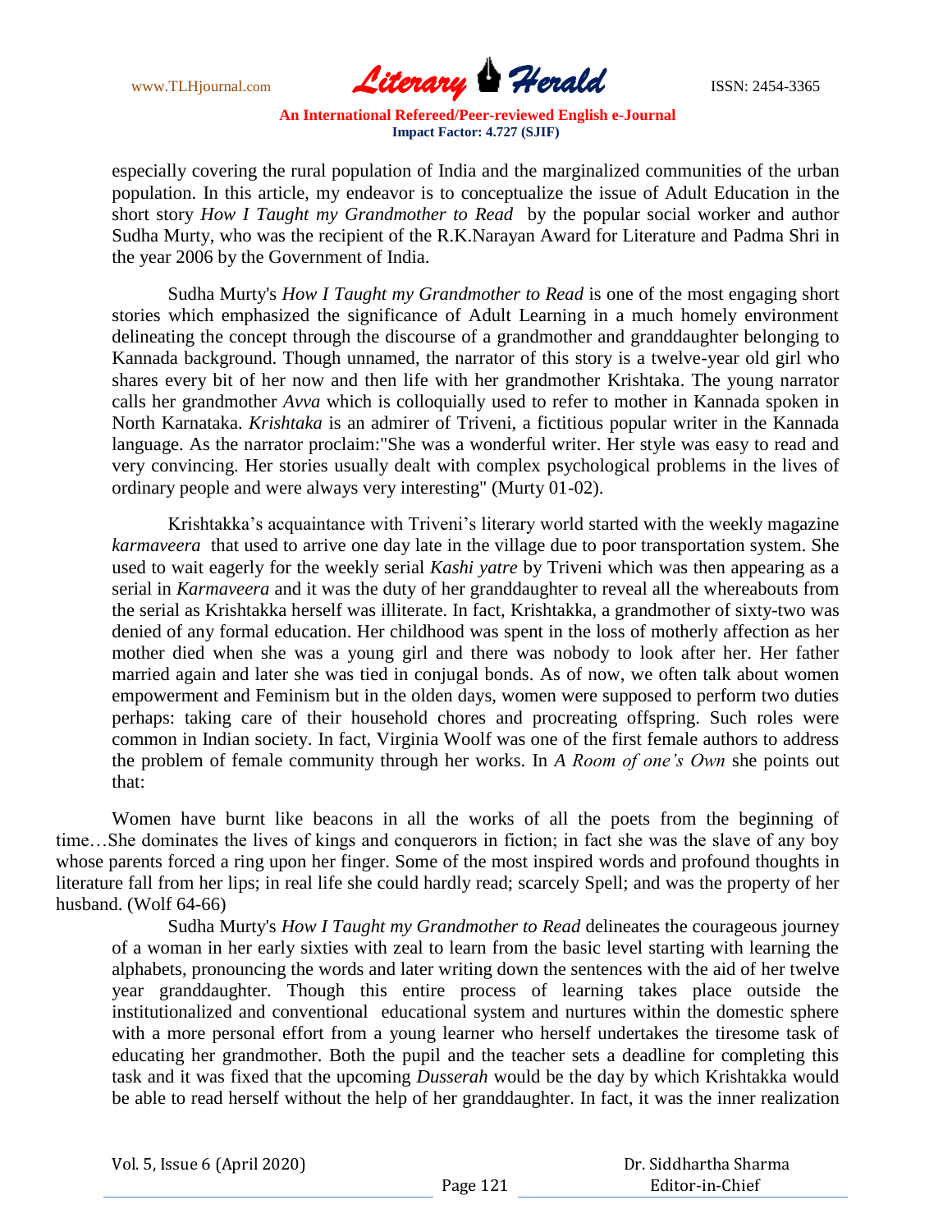especially covering the rural population of India and the marginalized communities of the urban population. In this article, my endeavor is to conceptualize the issue of Adult Education in the short story *How I Taught my Grandmother to Read* by the popular social worker and author Sudha Murty, who was the recipient of the R.K.Narayan Award for Literature and Padma Shri in the year 2006 by the Government of India.

Sudha Murty's *How I Taught my Grandmother to Read* is one of the most engaging short stories which emphasized the significance of Adult Learning in a much homely environment delineating the concept through the discourse of a grandmother and granddaughter belonging to Kannada background. Though unnamed, the narrator of this story is a twelve-year old girl who shares every bit of her now and then life with her grandmother Krishtaka. The young narrator calls her grandmother *Avva* which is colloquially used to refer to mother in Kannada spoken in North Karnataka. *Krishtaka* is an admirer of Triveni, a fictitious popular writer in the Kannada language. As the narrator proclaim:"She was a wonderful writer. Her style was easy to read and very convincing. Her stories usually dealt with complex psychological problems in the lives of ordinary people and were always very interesting" (Murty 01-02).

Krishtakka's acquaintance with Triveni's literary world started with the weekly magazine *karmaveera* that used to arrive one day late in the village due to poor transportation system. She used to wait eagerly for the weekly serial *Kashi yatre* by Triveni which was then appearing as a serial in *Karmaveera* and it was the duty of her granddaughter to reveal all the whereabouts from the serial as Krishtakka herself was illiterate. In fact, Krishtakka, a grandmother of sixty-two was denied of any formal education. Her childhood was spent in the loss of motherly affection as her mother died when she was a young girl and there was nobody to look after her. Her father married again and later she was tied in conjugal bonds. As of now, we often talk about women empowerment and Feminism but in the olden days, women were supposed to perform two duties perhaps: taking care of their household chores and procreating offspring. Such roles were common in Indian society. In fact, Virginia Woolf was one of the first female authors to address the problem of female community through her works. In *A Room of one's Own* she points out that:

Women have burnt like beacons in all the works of all the poets from the beginning of time…She dominates the lives of kings and conquerors in fiction; in fact she was the slave of any boy whose parents forced a ring upon her finger. Some of the most inspired words and profound thoughts in literature fall from her lips; in real life she could hardly read; scarcely Spell; and was the property of her husband. (Wolf 64-66)

Sudha Murty's *How I Taught my Grandmother to Read* delineates the courageous journey of a woman in her early sixties with zeal to learn from the basic level starting with learning the alphabets, pronouncing the words and later writing down the sentences with the aid of her twelve year granddaughter. Though this entire process of learning takes place outside the institutionalized and conventional educational system and nurtures within the domestic sphere with a more personal effort from a young learner who herself undertakes the tiresome task of educating her grandmother. Both the pupil and the teacher sets a deadline for completing this task and it was fixed that the upcoming *Dusserah* would be the day by which Krishtakka would be able to read herself without the help of her granddaughter. In fact, it was the inner realization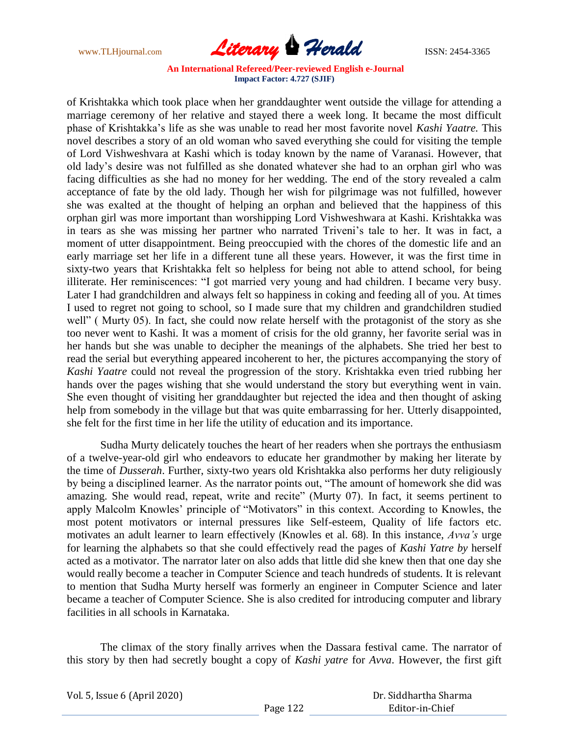of Krishtakka which took place when her granddaughter went outside the village for attending a marriage ceremony of her relative and stayed there a week long. It became the most difficult phase of Krishtakka's life as she was unable to read her most favorite novel *Kashi Yaatre.* This novel describes a story of an old woman who saved everything she could for visiting the temple of Lord Vishweshvara at Kashi which is today known by the name of Varanasi. However, that old lady's desire was not fulfilled as she donated whatever she had to an orphan girl who was facing difficulties as she had no money for her wedding. The end of the story revealed a calm acceptance of fate by the old lady. Though her wish for pilgrimage was not fulfilled, however she was exalted at the thought of helping an orphan and believed that the happiness of this orphan girl was more important than worshipping Lord Vishweshwara at Kashi. Krishtakka was in tears as she was missing her partner who narrated Triveni's tale to her. It was in fact, a moment of utter disappointment. Being preoccupied with the chores of the domestic life and an early marriage set her life in a different tune all these years. However, it was the first time in sixty-two years that Krishtakka felt so helpless for being not able to attend school, for being illiterate. Her reminiscences: "I got married very young and had children. I became very busy. Later I had grandchildren and always felt so happiness in coking and feeding all of you. At times I used to regret not going to school, so I made sure that my children and grandchildren studied well" ( Murty 05). In fact, she could now relate herself with the protagonist of the story as she too never went to Kashi. It was a moment of crisis for the old granny, her favorite serial was in her hands but she was unable to decipher the meanings of the alphabets. She tried her best to read the serial but everything appeared incoherent to her, the pictures accompanying the story of *Kashi Yaatre* could not reveal the progression of the story. Krishtakka even tried rubbing her hands over the pages wishing that she would understand the story but everything went in vain. She even thought of visiting her granddaughter but rejected the idea and then thought of asking help from somebody in the village but that was quite embarrassing for her. Utterly disappointed, she felt for the first time in her life the utility of education and its importance.

Sudha Murty delicately touches the heart of her readers when she portrays the enthusiasm of a twelve-year-old girl who endeavors to educate her grandmother by making her literate by the time of *Dusserah*. Further, sixty-two years old Krishtakka also performs her duty religiously by being a disciplined learner. As the narrator points out, "The amount of homework she did was amazing. She would read, repeat, write and recite" (Murty 07). In fact, it seems pertinent to apply Malcolm Knowles' principle of "Motivators" in this context. According to Knowles, the most potent motivators or internal pressures like Self-esteem, Quality of life factors etc. motivates an adult learner to learn effectively (Knowles et al. 68). In this instance, *Avva's* urge for learning the alphabets so that she could effectively read the pages of *Kashi Yatre by* herself acted as a motivator. The narrator later on also adds that little did she knew then that one day she would really become a teacher in Computer Science and teach hundreds of students. It is relevant to mention that Sudha Murty herself was formerly an engineer in Computer Science and later became a teacher of Computer Science. She is also credited for introducing computer and library facilities in all schools in Karnataka.

The climax of the story finally arrives when the Dassara festival came. The narrator of this story by then had secretly bought a copy of *Kashi yatre* for *Avva*. However, the first gift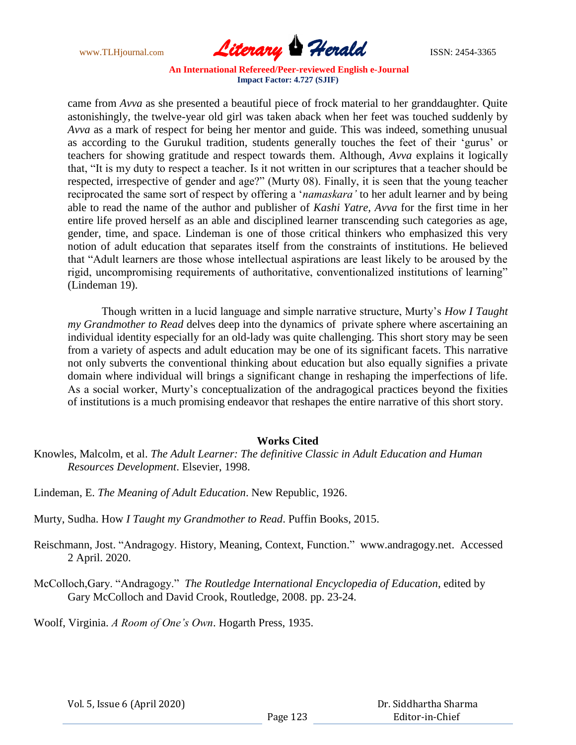came from *Avva* as she presented a beautiful piece of frock material to her granddaughter. Quite astonishingly, the twelve-year old girl was taken aback when her feet was touched suddenly by *Avva* as a mark of respect for being her mentor and guide. This was indeed, something unusual as according to the Gurukul tradition, students generally touches the feet of their 'gurus' or teachers for showing gratitude and respect towards them. Although, *Avva* explains it logically that, "It is my duty to respect a teacher. Is it not written in our scriptures that a teacher should be respected, irrespective of gender and age?" (Murty 08). Finally, it is seen that the young teacher reciprocated the same sort of respect by offering a '*namaskara'* to her adult learner and by being able to read the name of the author and publisher of *Kashi Yatre*, *Avva* for the first time in her entire life proved herself as an able and disciplined learner transcending such categories as age, gender, time, and space. Lindeman is one of those critical thinkers who emphasized this very notion of adult education that separates itself from the constraints of institutions. He believed that "Adult learners are those whose intellectual aspirations are least likely to be aroused by the rigid, uncompromising requirements of authoritative, conventionalized institutions of learning" (Lindeman 19).

Though written in a lucid language and simple narrative structure, Murty's *How I Taught my Grandmother to Read* delves deep into the dynamics of private sphere where ascertaining an individual identity especially for an old-lady was quite challenging. This short story may be seen from a variety of aspects and adult education may be one of its significant facets. This narrative not only subverts the conventional thinking about education but also equally signifies a private domain where individual will brings a significant change in reshaping the imperfections of life. As a social worker, Murty's conceptualization of the andragogical practices beyond the fixities of institutions is a much promising endeavor that reshapes the entire narrative of this short story.

## Works Cited

Knowles, Malcolm, et al. *The Adult Learner: The definitive Classic in Adult Education and Human Resources Development*. Elsevier, 1998.

Lindeman, E. *The Meaning of Adult Education*. New Republic, 1926.

Murty, Sudha. How *I Taught my Grandmother to Read*. Puffin Books, 2015.

Reischmann, Jost. "Andragogy. History, Meaning, Context, Function." www.andragogy.net. Accessed 2 April. 2020.

McColloch,Gary. "Andragogy." *The Routledge International Encyclopedia of Education*, edited by Gary McColloch and David Crook, Routledge, 2008. pp. 23-24.

Woolf, Virginia. *A Room of One's Own*. Hogarth Press, 1935.